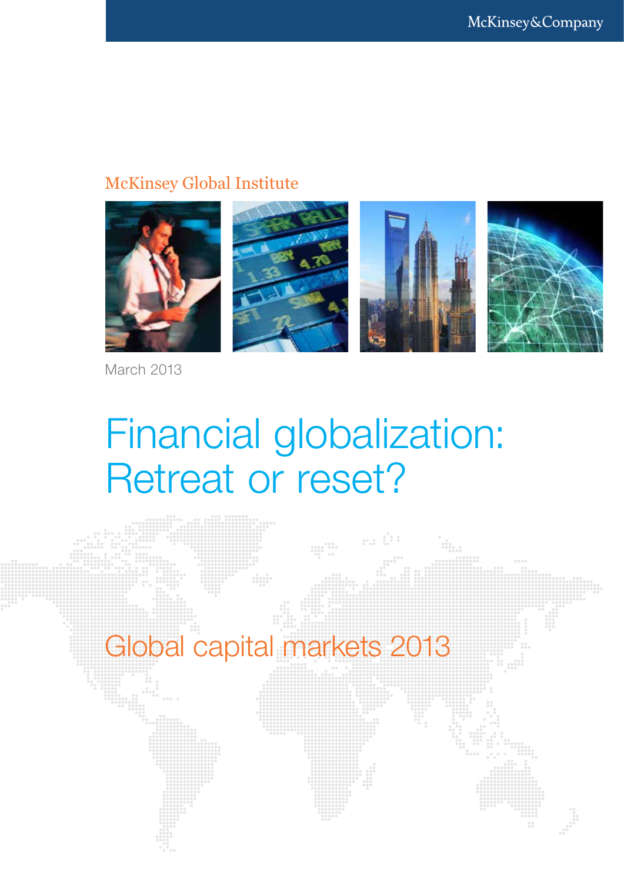McKinsey&Company

McKinsey Global Institute

March 2013

# Financial globalization: Retreat or reset?

## Global capital markets 2013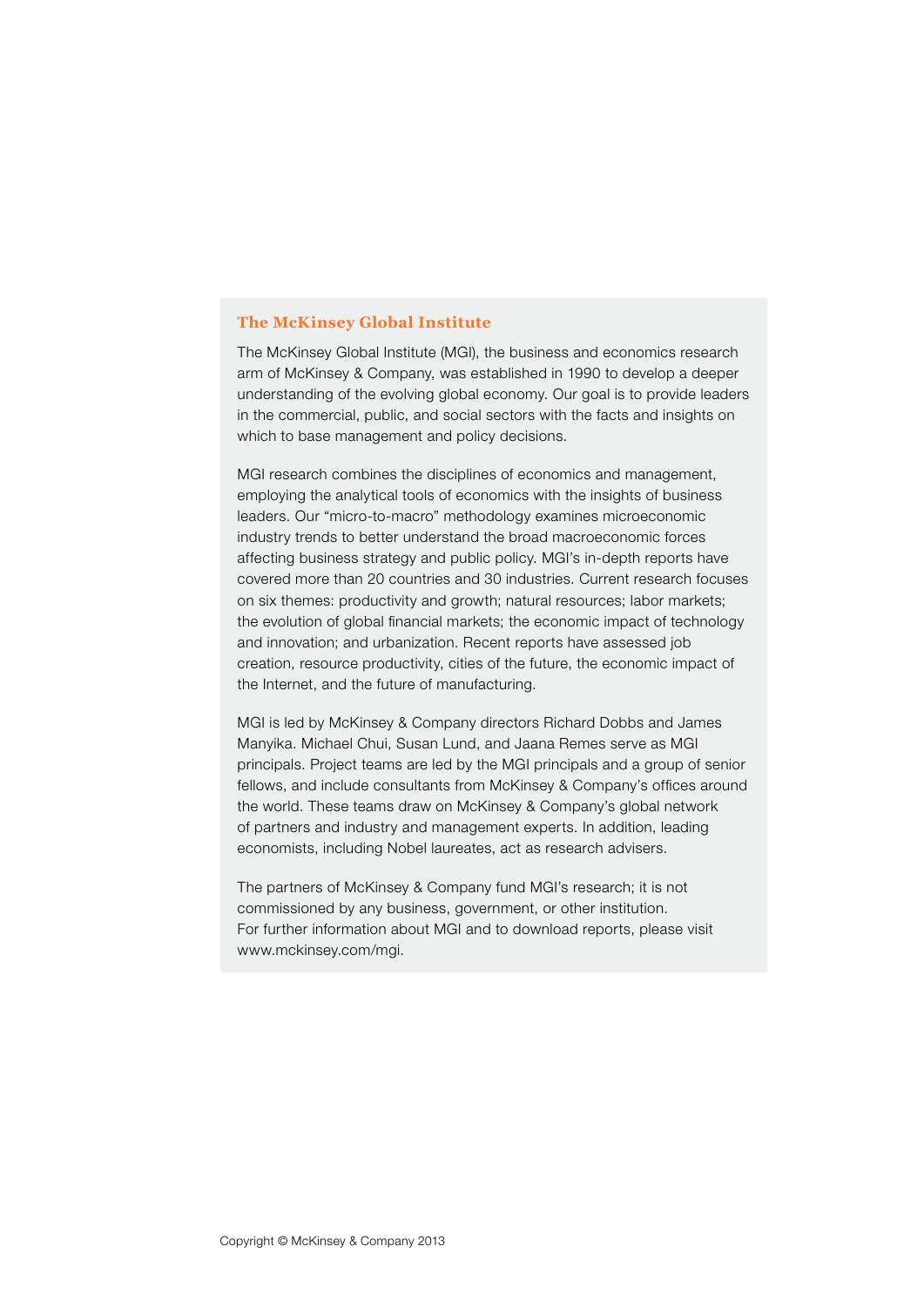## The McKinsey Global Institute

The McKinsey Global Institute (MGI), the business and economics research arm of McKinsey & Company, was established in 1990 to develop a deeper understanding of the evolving global economy. Our goal is to provide leaders in the commercial, public, and social sectors with the facts and insights on which to base management and policy decisions.

MGI research combines the disciplines of economics and management, employing the analytical tools of economics with the insights of business leaders. Our "micro-to-macro" methodology examines microeconomic industry trends to better understand the broad macroeconomic forces affecting business strategy and public policy. MGI's in-depth reports have covered more than 20 countries and 30 industries. Current research focuses on six themes: productivity and growth; natural resources; labor markets; the evolution of global financial markets; the economic impact of technology and innovation; and urbanization. Recent reports have assessed job creation, resource productivity, cities of the future, the economic impact of the Internet, and the future of manufacturing.

MGI is led by McKinsey & Company directors Richard Dobbs and James Manyika. Michael Chui, Susan Lund, and Jaana Remes serve as MGI principals. Project teams are led by the MGI principals and a group of senior fellows, and include consultants from McKinsey & Company's offices around the world. These teams draw on McKinsey & Company's global network of partners and industry and management experts. In addition, leading economists, including Nobel laureates, act as research advisers.

The partners of McKinsey & Company fund MGI's research; it is not commissioned by any business, government, or other institution.
For further information about MGI and to download reports, please visit www.mckinsey.com/mgi.

Copyright © McKinsey & Company 2013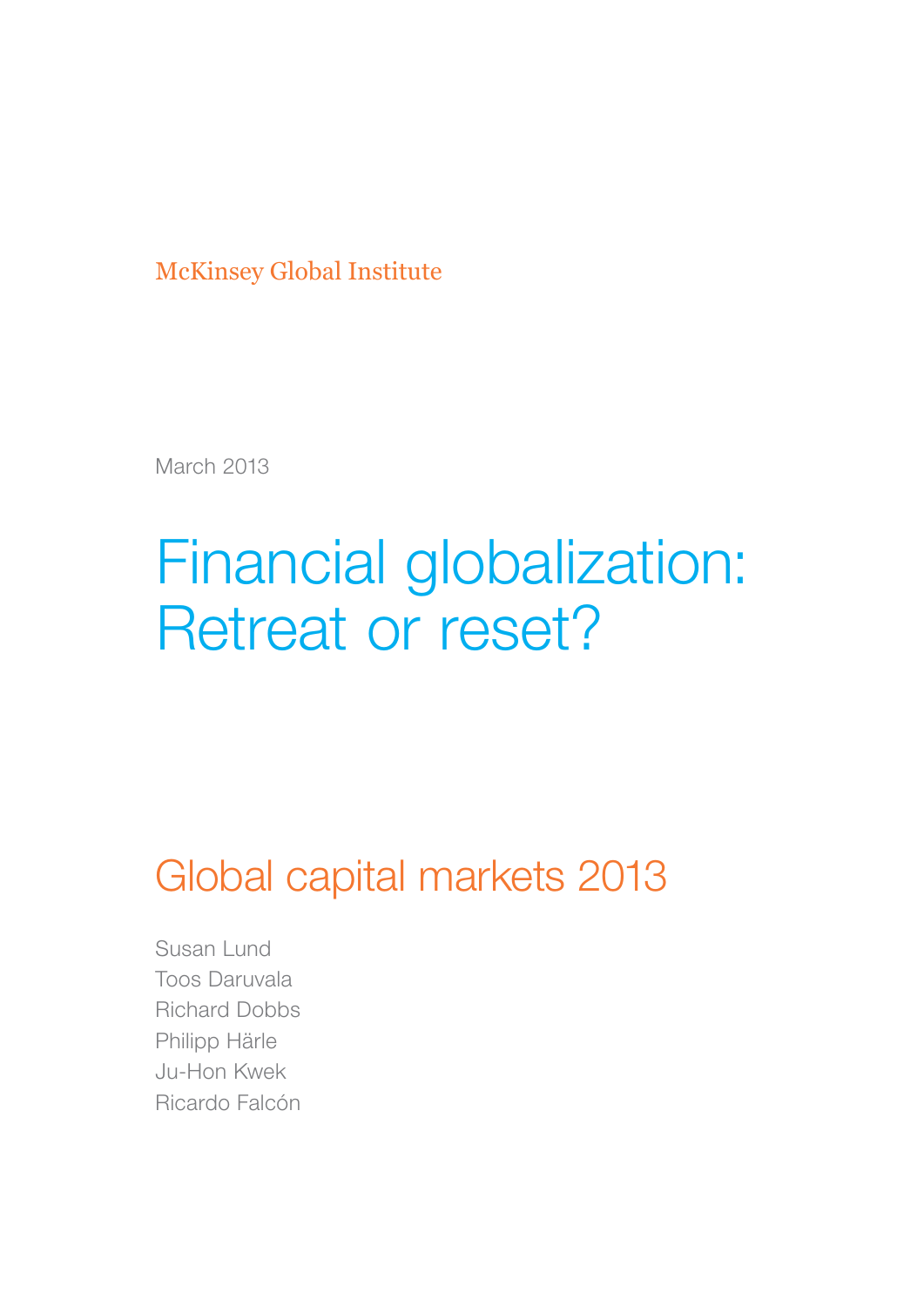McKinsey Global Institute

March 2013

# Financial globalization: Retreat or reset?

## Global capital markets 2013

Susan Lund
Toos Daruvala
Richard Dobbs
Philipp Härle
Ju-Hon Kwek
Ricardo Falcón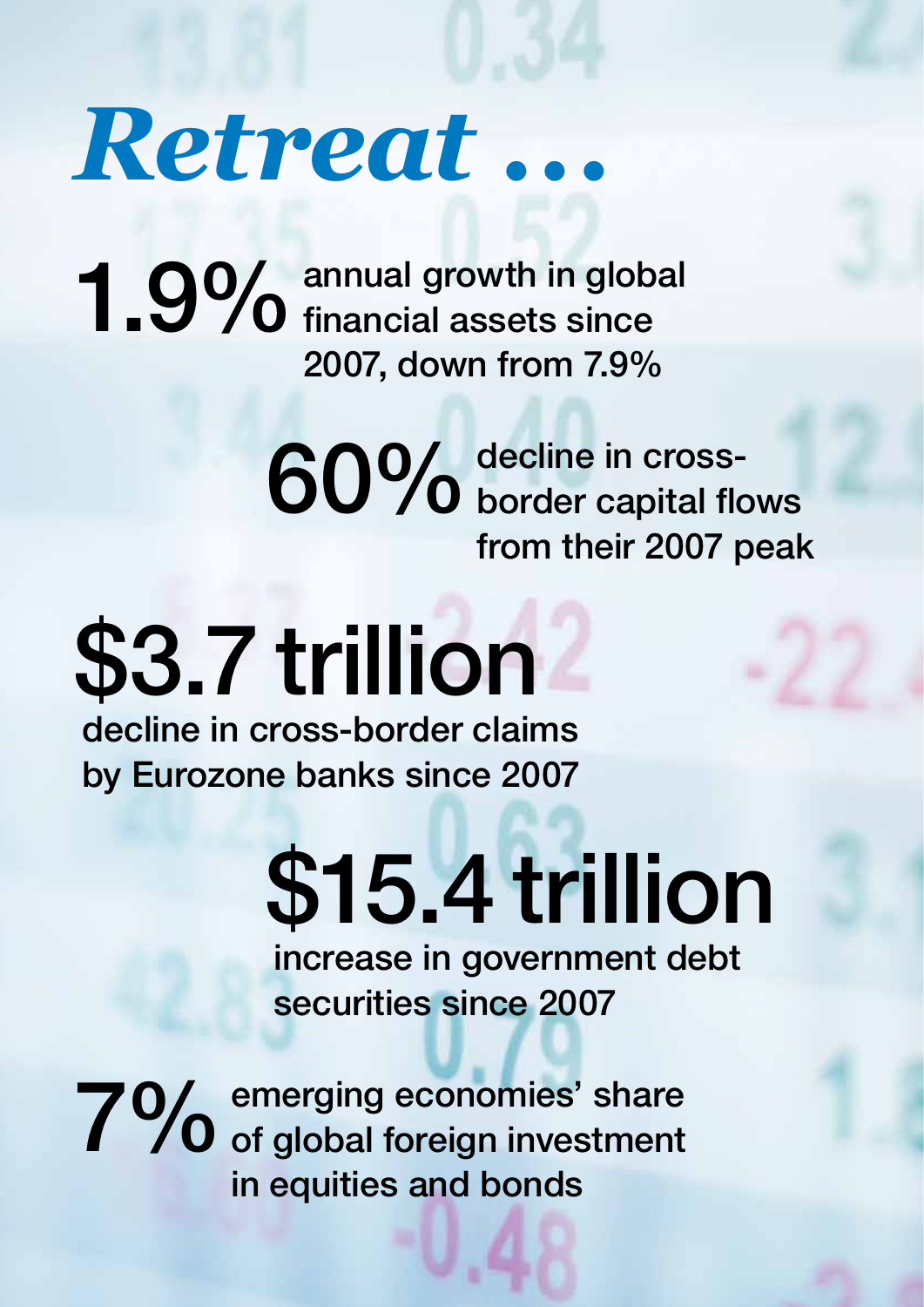# *Retreat …*

**1.9%** annual growth in global financial assets since 2007, down from 7.9%

**60%** decline in cross-border capital flows from their 2007 peak

**$3.7 trillion** decline in cross-border claims by Eurozone banks since 2007

**$15.4 trillion** increase in government debt securities since 2007

**7%** emerging economies' share of global foreign investment in equities and bonds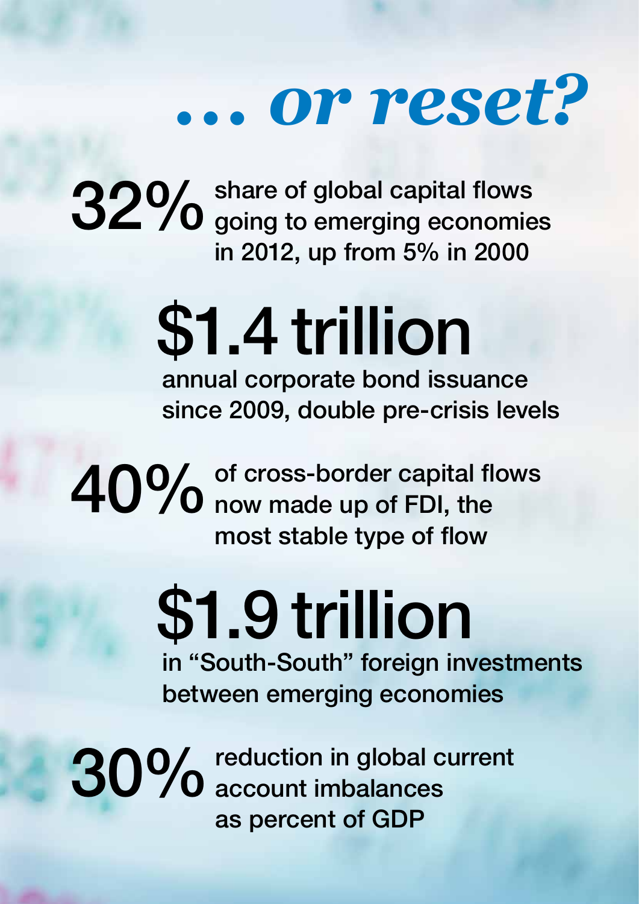# *... or reset?*

**32%** share of global capital flows going to emerging economies in 2012, up from 5% in 2000

**$1.4 trillion** annual corporate bond issuance since 2009, double pre-crisis levels

**40%** of cross-border capital flows now made up of FDI, the most stable type of flow

**$1.9 trillion** in "South-South" foreign investments between emerging economies

**30%** reduction in global current account imbalances as percent of GDP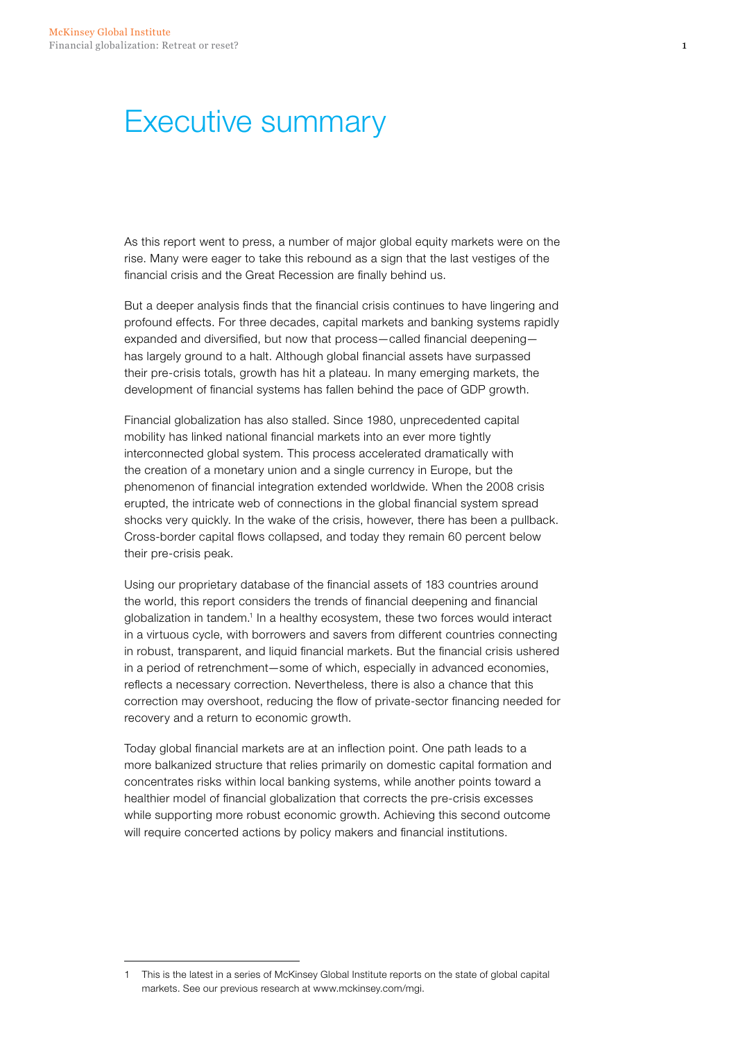# Executive summary

As this report went to press, a number of major global equity markets were on the rise. Many were eager to take this rebound as a sign that the last vestiges of the financial crisis and the Great Recession are finally behind us.

But a deeper analysis finds that the financial crisis continues to have lingering and profound effects. For three decades, capital markets and banking systems rapidly expanded and diversified, but now that process—called financial deepening—has largely ground to a halt. Although global financial assets have surpassed their pre-crisis totals, growth has hit a plateau. In many emerging markets, the development of financial systems has fallen behind the pace of GDP growth.

Financial globalization has also stalled. Since 1980, unprecedented capital mobility has linked national financial markets into an ever more tightly interconnected global system. This process accelerated dramatically with the creation of a monetary union and a single currency in Europe, but the phenomenon of financial integration extended worldwide. When the 2008 crisis erupted, the intricate web of connections in the global financial system spread shocks very quickly. In the wake of the crisis, however, there has been a pullback. Cross-border capital flows collapsed, and today they remain 60 percent below their pre-crisis peak.

Using our proprietary database of the financial assets of 183 countries around the world, this report considers the trends of financial deepening and financial globalization in tandem.[1] In a healthy ecosystem, these two forces would interact in a virtuous cycle, with borrowers and savers from different countries connecting in robust, transparent, and liquid financial markets. But the financial crisis ushered in a period of retrenchment—some of which, especially in advanced economies, reflects a necessary correction. Nevertheless, there is also a chance that this correction may overshoot, reducing the flow of private-sector financing needed for recovery and a return to economic growth.

Today global financial markets are at an inflection point. One path leads to a more balkanized structure that relies primarily on domestic capital formation and concentrates risks within local banking systems, while another points toward a healthier model of financial globalization that corrects the pre-crisis excesses while supporting more robust economic growth. Achieving this second outcome will require concerted actions by policy makers and financial institutions.

---

1 This is the latest in a series of McKinsey Global Institute reports on the state of global capital markets. See our previous research at www.mckinsey.com/mgi.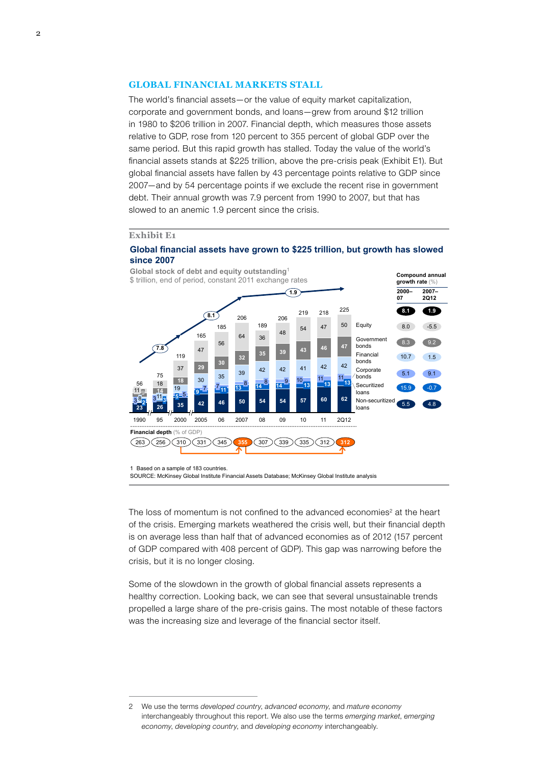## GLOBAL FINANCIAL MARKETS STALL

The world's financial assets—or the value of equity market capitalization, corporate and government bonds, and loans—grew from around \$12 trillion in 1980 to \$206 trillion in 2007. Financial depth, which measures those assets relative to GDP, rose from 120 percent to 355 percent of global GDP over the same period. But this rapid growth has stalled. Today the value of the world's financial assets stands at \$225 trillion, above the pre-crisis peak (Exhibit E1). But global financial assets have fallen by 43 percentage points relative to GDP since 2007—and by 54 percentage points if we exclude the recent rise in government debt. Their annual growth was 7.9 percent from 1990 to 2007, but that has slowed to an anemic 1.9 percent since the crisis.

**Exhibit E1**

**Global financial assets have grown to \$225 trillion, but growth has slowed since 2007**

**Global stock of debt and equity outstanding**[1]

\$ trillion, end of period, constant 2011 exchange rates

| | 1990 | 95 | 2000 | 2005 | 06 | 2007 | 08 | 09 | 10 | 11 | 2Q12 |
|---|---|---|---|---|---|---|---|---|---|---|---|
| Equity | 11 | 18 | 37 | 47 | 56 | 64 | 36 | 48 | 54 | 47 | 50 |
| Government bonds | 9 | 14 | 18 | 29 | 30 | 32 | 35 | 39 | 43 | 46 | 47 |
| Financial bonds | 8 | 11 | 19 | 30 | 35 | 39 | 42 | 42 | 41 | 42 | 42 |
| Corporate bonds | 3 | 3 | 5 | 7 | 7 | 8 | 8 | 9 | 10 | 11 | 11 |
| Securitized loans | 2 | 3 | 5 | 9 | 11 | 13 | 14 | 14 | 13 | 13 | 13 |
| Non-securitized loans | 23 | 26 | 35 | 42 | 46 | 50 | 54 | 54 | 57 | 60 | 62 |
| Total | 56 | 75 | 119 | 165 | 185 | 206 | 189 | 206 | 219 | 218 | 225 |
| Financial depth (% of GDP) | 263 | 256 | 310 | 331 | 345 | 355 | 307 | 339 | 335 | 312 | 312 |

Compound annual growth rate (%): 1990–2000: 7.8; 2000–07: 8.1; 2007–2Q12: 1.9

| Compound annual growth rate (%) | 2000–07 | 2007–2Q12 |
|---|---|---|
| Total | 8.1 | 1.9 |
| Equity | 8.0 | -5.5 |
| Government bonds | 8.3 | 9.2 |
| Financial bonds | 10.7 | 1.5 |
| Corporate bonds | 5.1 | 9.1 |
| Securitized loans | 15.9 | -0.7 |
| Non-securitized loans | 5.5 | 4.8 |

1 Based on a sample of 183 countries.

SOURCE: McKinsey Global Institute Financial Assets Database; McKinsey Global Institute analysis

The loss of momentum is not confined to the advanced economies[2] at the heart of the crisis. Emerging markets weathered the crisis well, but their financial depth is on average less than half that of advanced economies as of 2012 (157 percent of GDP compared with 408 percent of GDP). This gap was narrowing before the crisis, but it is no longer closing.

Some of the slowdown in the growth of global financial assets represents a healthy correction. Looking back, we can see that several unsustainable trends propelled a large share of the pre-crisis gains. The most notable of these factors was the increasing size and leverage of the financial sector itself.

2 We use the terms *developed country*, *advanced economy*, and *mature economy* interchangeably throughout this report. We also use the terms *emerging market*, *emerging economy*, *developing country*, and *developing economy* interchangeably.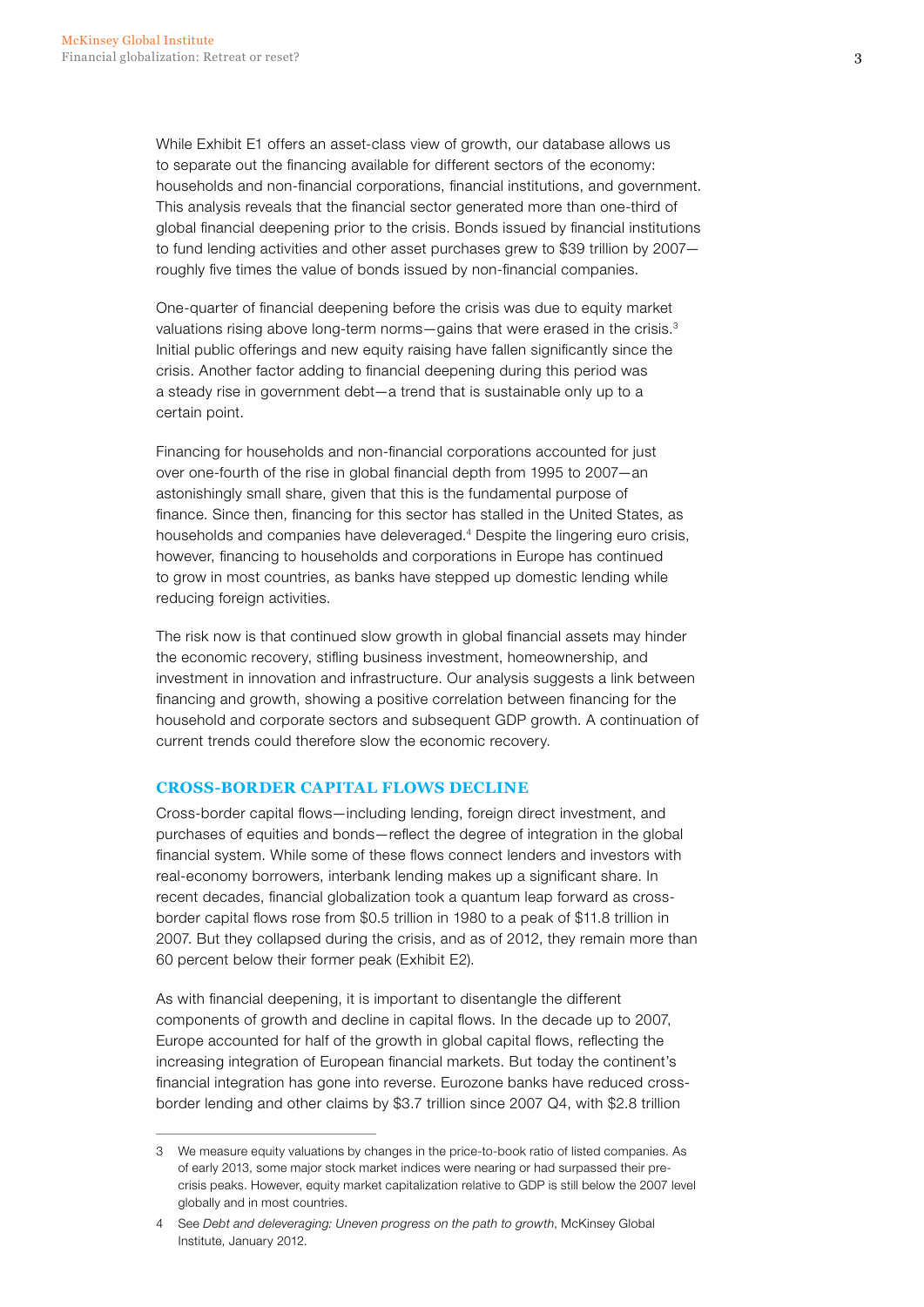While Exhibit E1 offers an asset-class view of growth, our database allows us to separate out the financing available for different sectors of the economy: households and non-financial corporations, financial institutions, and government. This analysis reveals that the financial sector generated more than one-third of global financial deepening prior to the crisis. Bonds issued by financial institutions to fund lending activities and other asset purchases grew to $39 trillion by 2007—roughly five times the value of bonds issued by non-financial companies.

One-quarter of financial deepening before the crisis was due to equity market valuations rising above long-term norms—gains that were erased in the crisis.[3] Initial public offerings and new equity raising have fallen significantly since the crisis. Another factor adding to financial deepening during this period was a steady rise in government debt—a trend that is sustainable only up to a certain point.

Financing for households and non-financial corporations accounted for just over one-fourth of the rise in global financial depth from 1995 to 2007—an astonishingly small share, given that this is the fundamental purpose of finance. Since then, financing for this sector has stalled in the United States, as households and companies have deleveraged.[4] Despite the lingering euro crisis, however, financing to households and corporations in Europe has continued to grow in most countries, as banks have stepped up domestic lending while reducing foreign activities.

The risk now is that continued slow growth in global financial assets may hinder the economic recovery, stifling business investment, homeownership, and investment in innovation and infrastructure. Our analysis suggests a link between financing and growth, showing a positive correlation between financing for the household and corporate sectors and subsequent GDP growth. A continuation of current trends could therefore slow the economic recovery.

## CROSS-BORDER CAPITAL FLOWS DECLINE

Cross-border capital flows—including lending, foreign direct investment, and purchases of equities and bonds—reflect the degree of integration in the global financial system. While some of these flows connect lenders and investors with real-economy borrowers, interbank lending makes up a significant share. In recent decades, financial globalization took a quantum leap forward as cross-border capital flows rose from $0.5 trillion in 1980 to a peak of $11.8 trillion in 2007. But they collapsed during the crisis, and as of 2012, they remain more than 60 percent below their former peak (Exhibit E2).

As with financial deepening, it is important to disentangle the different components of growth and decline in capital flows. In the decade up to 2007, Europe accounted for half of the growth in global capital flows, reflecting the increasing integration of European financial markets. But today the continent's financial integration has gone into reverse. Eurozone banks have reduced cross-border lending and other claims by $3.7 trillion since 2007 Q4, with $2.8 trillion

---

3 We measure equity valuations by changes in the price-to-book ratio of listed companies. As of early 2013, some major stock market indices were nearing or had surpassed their pre-crisis peaks. However, equity market capitalization relative to GDP is still below the 2007 level globally and in most countries.

4 See *Debt and deleveraging: Uneven progress on the path to growth*, McKinsey Global Institute, January 2012.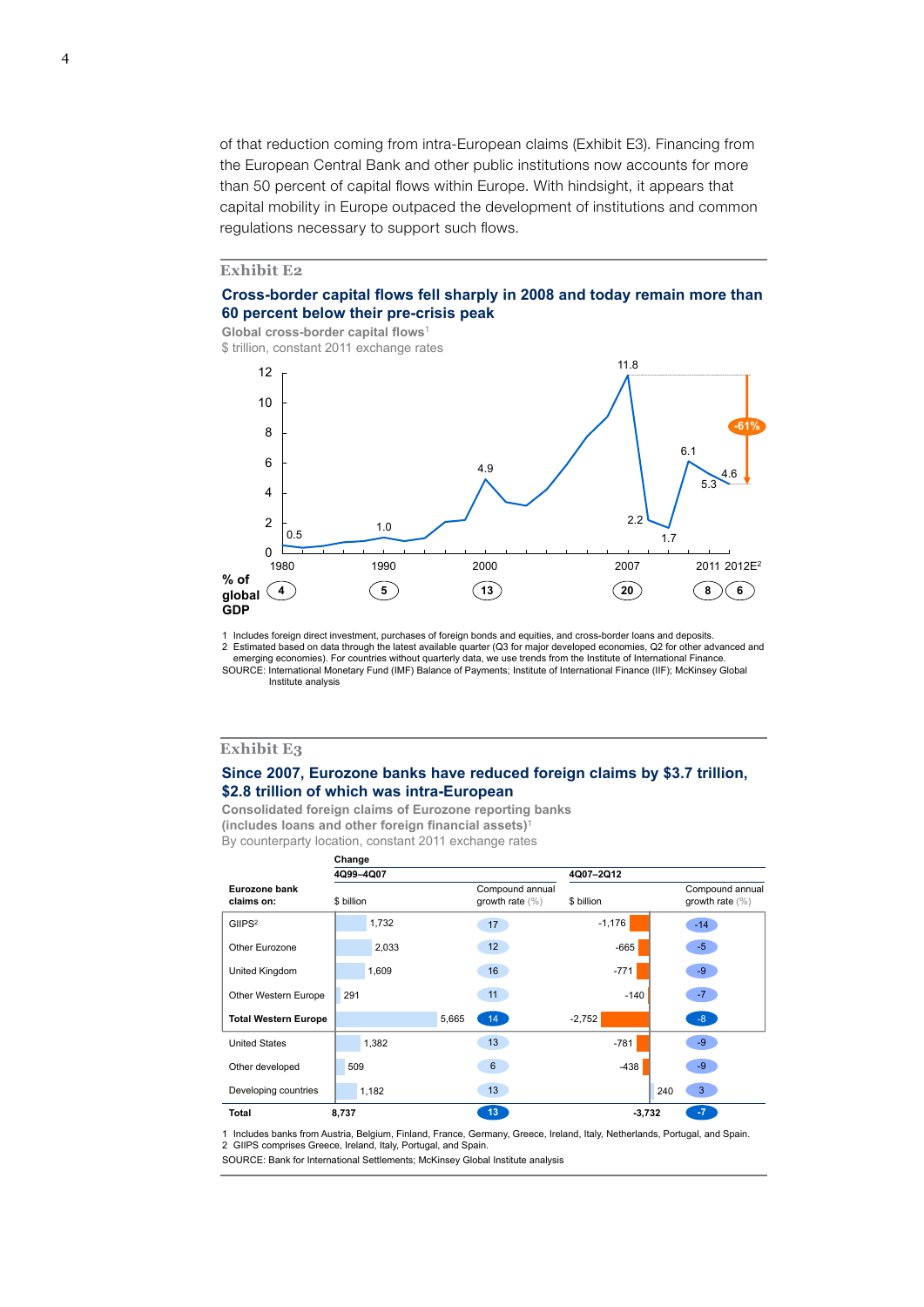of that reduction coming from intra-European claims (Exhibit E3). Financing from the European Central Bank and other public institutions now accounts for more than 50 percent of capital flows within Europe. With hindsight, it appears that capital mobility in Europe outpaced the development of institutions and common regulations necessary to support such flows.

**Exhibit E2**

### Cross-border capital flows fell sharply in 2008 and today remain more than 60 percent below their pre-crisis peak

**Global cross-border capital flows**[1]
$ trillion, constant 2011 exchange rates

| Year | 1980 | 1990 | 2000 | 2007 | 2008 | 2009 | 2010 | 2011 | 2012E[2] |
|---|---|---|---|---|---|---|---|---|---|
| $ trillion | 0.5 | 1.0 | 4.9 | 11.8 | 2.2 | 1.7 | 6.1 | 5.3 | 4.6 |

-61% (2007 to 2012E)

| % of global GDP | 1980 | 1990 | 2000 | 2007 | 2011 | 2012E |
|---|---|---|---|---|---|---|
| | 4 | 5 | 13 | 20 | 8 | 6 |

1 Includes foreign direct investment, purchases of foreign bonds and equities, and cross-border loans and deposits.
2 Estimated based on data through the latest available quarter (Q3 for major developed economies, Q2 for other advanced and emerging economies). For countries without quarterly data, we use trends from the Institute of International Finance.
SOURCE: International Monetary Fund (IMF) Balance of Payments; Institute of International Finance (IIF); McKinsey Global Institute analysis

**Exhibit E3**

### Since 2007, Eurozone banks have reduced foreign claims by $3.7 trillion, $2.8 trillion of which was intra-European

**Consolidated foreign claims of Eurozone reporting banks (includes loans and other foreign financial assets)**[1]
By counterparty location, constant 2011 exchange rates

| Eurozone bank claims on: | Change 4Q99–4Q07 $ billion | Compound annual growth rate (%) | Change 4Q07–2Q12 $ billion | Compound annual growth rate (%) |
|---|---|---|---|---|
| GIIPS[2] | 1,732 | 17 | -1,176 | -14 |
| Other Eurozone | 2,033 | 12 | -665 | -5 |
| United Kingdom | 1,609 | 16 | -771 | -9 |
| Other Western Europe | 291 | 11 | -140 | -7 |
| **Total Western Europe** | 5,665 | 14 | -2,752 | -8 |
| United States | 1,382 | 13 | -781 | -9 |
| Other developed | 509 | 6 | -438 | -9 |
| Developing countries | 1,182 | 13 | 240 | 3 |
| **Total** | **8,737** | **13** | **-3,732** | **-7** |

1 Includes banks from Austria, Belgium, Finland, France, Germany, Greece, Ireland, Italy, Netherlands, Portugal, and Spain.
2 GIIPS comprises Greece, Ireland, Italy, Portugal, and Spain.
SOURCE: Bank for International Settlements; McKinsey Global Institute analysis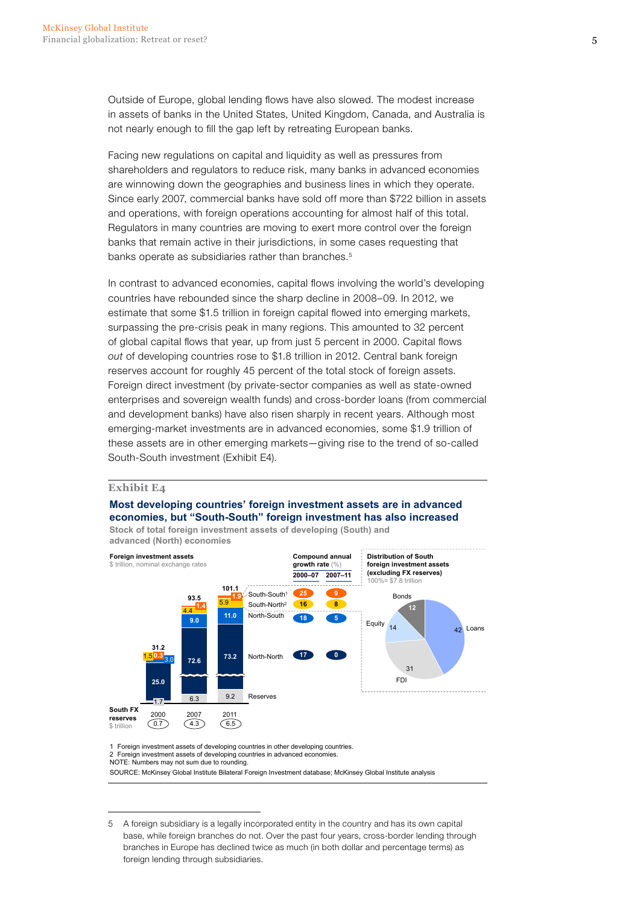Outside of Europe, global lending flows have also slowed. The modest increase in assets of banks in the United States, United Kingdom, Canada, and Australia is not nearly enough to fill the gap left by retreating European banks.

Facing new regulations on capital and liquidity as well as pressures from shareholders and regulators to reduce risk, many banks in advanced economies are winnowing down the geographies and business lines in which they operate. Since early 2007, commercial banks have sold off more than $722 billion in assets and operations, with foreign operations accounting for almost half of this total. Regulators in many countries are moving to exert more control over the foreign banks that remain active in their jurisdictions, in some cases requesting that banks operate as subsidiaries rather than branches.[5]

In contrast to advanced economies, capital flows involving the world's developing countries have rebounded since the sharp decline in 2008–09. In 2012, we estimate that some $1.5 trillion in foreign capital flowed into emerging markets, surpassing the pre-crisis peak in many regions. This amounted to 32 percent of global capital flows that year, up from just 5 percent in 2000. Capital flows *out* of developing countries rose to $1.8 trillion in 2012. Central bank foreign reserves account for roughly 45 percent of the total stock of foreign assets. Foreign direct investment (by private-sector companies as well as state-owned enterprises and sovereign wealth funds) and cross-border loans (from commercial and development banks) have also risen sharply in recent years. Although most emerging-market investments are in advanced economies, some $1.9 trillion of these assets are in other emerging markets—giving rise to the trend of so-called South-South investment (Exhibit E4).

**Exhibit E4**

**Most developing countries' foreign investment assets are in advanced economies, but "South-South" foreign investment has also increased**

**Stock of total foreign investment assets of developing (South) and advanced (North) economies**

**Foreign investment assets**
$ trillion, nominal exchange rates

| | 2000 | 2007 | 2011 | CAGR 2000–07 (%) | CAGR 2007–11 (%) |
|---|---|---|---|---|---|
| South-South[1] | 0.3 | 1.4 | 1.9 | 25 | 9 |
| South-North[2] | 1.5 | 4.4 | 5.9 | 16 | 8 |
| North-South | 3.0 | 9.0 | 11.0 | 18 | 5 |
| North-North | 25.0 | 72.6 | 73.2 | 17 | 0 |
| Reserves | 1.7 | 6.3 | 9.2 | | |
| **Total** | **31.2** | **93.5** | **101.1** | | |
| South FX reserves ($ trillion) | 0.7 | 4.3 | 6.5 | | |

**Distribution of South foreign investment assets (excluding FX reserves)**
100% = $7.8 trillion

| Asset type | % |
|---|---|
| Loans | 42 |
| FDI | 31 |
| Equity | 14 |
| Bonds | 12 |

1 Foreign investment assets of developing countries in other developing countries.
2 Foreign investment assets of developing countries in advanced economies.
NOTE: Numbers may not sum due to rounding.
SOURCE: McKinsey Global Institute Bilateral Foreign Investment database; McKinsey Global Institute analysis

5 A foreign subsidiary is a legally incorporated entity in the country and has its own capital base, while foreign branches do not. Over the past four years, cross-border lending through branches in Europe has declined twice as much (in both dollar and percentage terms) as foreign lending through subsidiaries.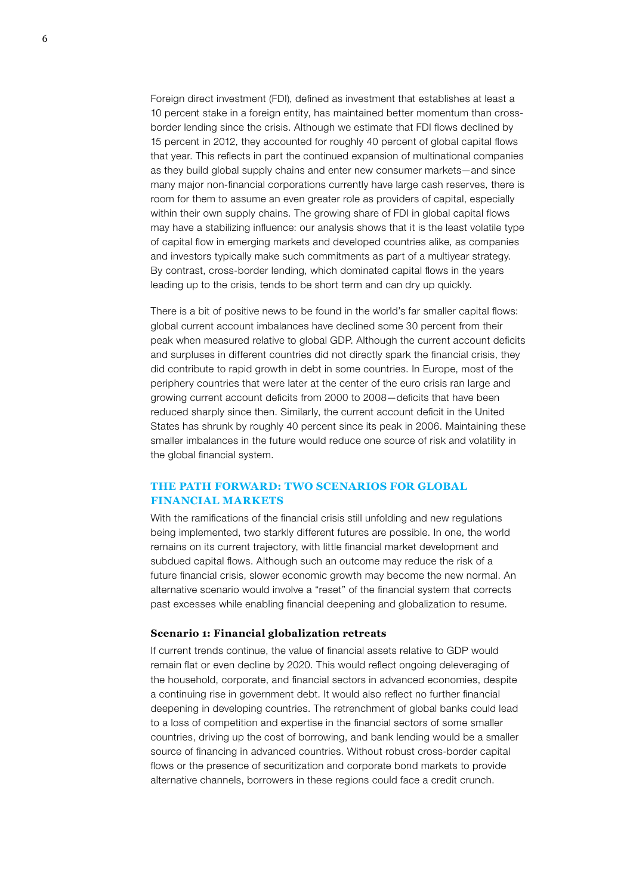Foreign direct investment (FDI), defined as investment that establishes at least a 10 percent stake in a foreign entity, has maintained better momentum than cross-border lending since the crisis. Although we estimate that FDI flows declined by 15 percent in 2012, they accounted for roughly 40 percent of global capital flows that year. This reflects in part the continued expansion of multinational companies as they build global supply chains and enter new consumer markets—and since many major non-financial corporations currently have large cash reserves, there is room for them to assume an even greater role as providers of capital, especially within their own supply chains. The growing share of FDI in global capital flows may have a stabilizing influence: our analysis shows that it is the least volatile type of capital flow in emerging markets and developed countries alike, as companies and investors typically make such commitments as part of a multiyear strategy. By contrast, cross-border lending, which dominated capital flows in the years leading up to the crisis, tends to be short term and can dry up quickly.

There is a bit of positive news to be found in the world's far smaller capital flows: global current account imbalances have declined some 30 percent from their peak when measured relative to global GDP. Although the current account deficits and surpluses in different countries did not directly spark the financial crisis, they did contribute to rapid growth in debt in some countries. In Europe, most of the periphery countries that were later at the center of the euro crisis ran large and growing current account deficits from 2000 to 2008—deficits that have been reduced sharply since then. Similarly, the current account deficit in the United States has shrunk by roughly 40 percent since its peak in 2006. Maintaining these smaller imbalances in the future would reduce one source of risk and volatility in the global financial system.

## THE PATH FORWARD: TWO SCENARIOS FOR GLOBAL FINANCIAL MARKETS

With the ramifications of the financial crisis still unfolding and new regulations being implemented, two starkly different futures are possible. In one, the world remains on its current trajectory, with little financial market development and subdued capital flows. Although such an outcome may reduce the risk of a future financial crisis, slower economic growth may become the new normal. An alternative scenario would involve a "reset" of the financial system that corrects past excesses while enabling financial deepening and globalization to resume.

### Scenario 1: Financial globalization retreats

If current trends continue, the value of financial assets relative to GDP would remain flat or even decline by 2020. This would reflect ongoing deleveraging of the household, corporate, and financial sectors in advanced economies, despite a continuing rise in government debt. It would also reflect no further financial deepening in developing countries. The retrenchment of global banks could lead to a loss of competition and expertise in the financial sectors of some smaller countries, driving up the cost of borrowing, and bank lending would be a smaller source of financing in advanced countries. Without robust cross-border capital flows or the presence of securitization and corporate bond markets to provide alternative channels, borrowers in these regions could face a credit crunch.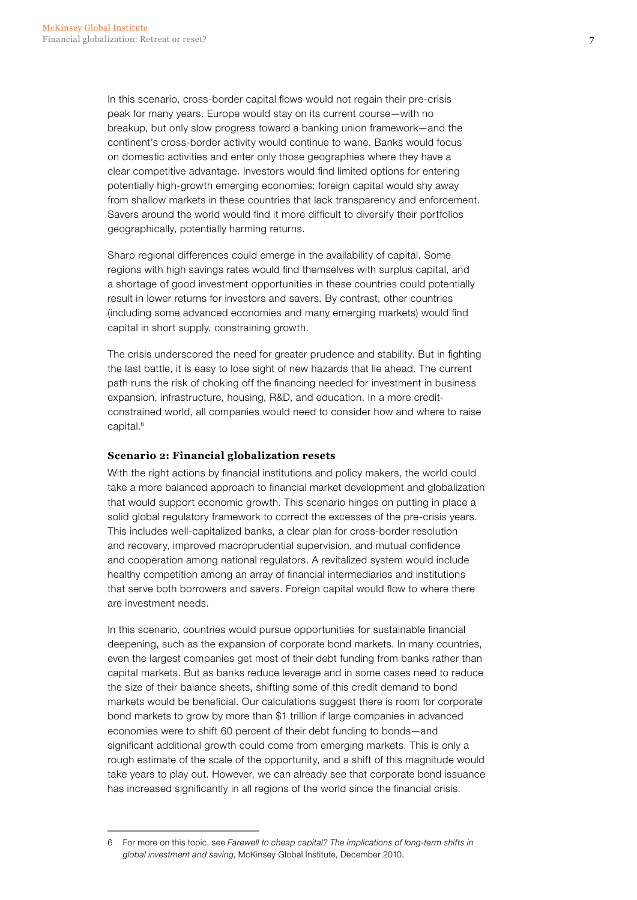In this scenario, cross-border capital flows would not regain their pre-crisis peak for many years. Europe would stay on its current course—with no breakup, but only slow progress toward a banking union framework—and the continent's cross-border activity would continue to wane. Banks would focus on domestic activities and enter only those geographies where they have a clear competitive advantage. Investors would find limited options for entering potentially high-growth emerging economies; foreign capital would shy away from shallow markets in these countries that lack transparency and enforcement. Savers around the world would find it more difficult to diversify their portfolios geographically, potentially harming returns.

Sharp regional differences could emerge in the availability of capital. Some regions with high savings rates would find themselves with surplus capital, and a shortage of good investment opportunities in these countries could potentially result in lower returns for investors and savers. By contrast, other countries (including some advanced economies and many emerging markets) would find capital in short supply, constraining growth.

The crisis underscored the need for greater prudence and stability. But in fighting the last battle, it is easy to lose sight of new hazards that lie ahead. The current path runs the risk of choking off the financing needed for investment in business expansion, infrastructure, housing, R&D, and education. In a more credit-constrained world, all companies would need to consider how and where to raise capital.[6]

### Scenario 2: Financial globalization resets

With the right actions by financial institutions and policy makers, the world could take a more balanced approach to financial market development and globalization that would support economic growth. This scenario hinges on putting in place a solid global regulatory framework to correct the excesses of the pre-crisis years. This includes well-capitalized banks, a clear plan for cross-border resolution and recovery, improved macroprudential supervision, and mutual confidence and cooperation among national regulators. A revitalized system would include healthy competition among an array of financial intermediaries and institutions that serve both borrowers and savers. Foreign capital would flow to where there are investment needs.

In this scenario, countries would pursue opportunities for sustainable financial deepening, such as the expansion of corporate bond markets. In many countries, even the largest companies get most of their debt funding from banks rather than capital markets. But as banks reduce leverage and in some cases need to reduce the size of their balance sheets, shifting some of this credit demand to bond markets would be beneficial. Our calculations suggest there is room for corporate bond markets to grow by more than $1 trillion if large companies in advanced economies were to shift 60 percent of their debt funding to bonds—and significant additional growth could come from emerging markets. This is only a rough estimate of the scale of the opportunity, and a shift of this magnitude would take years to play out. However, we can already see that corporate bond issuance has increased significantly in all regions of the world since the financial crisis.

---

6 For more on this topic, see *Farewell to cheap capital? The implications of long-term shifts in global investment and saving*, McKinsey Global Institute, December 2010.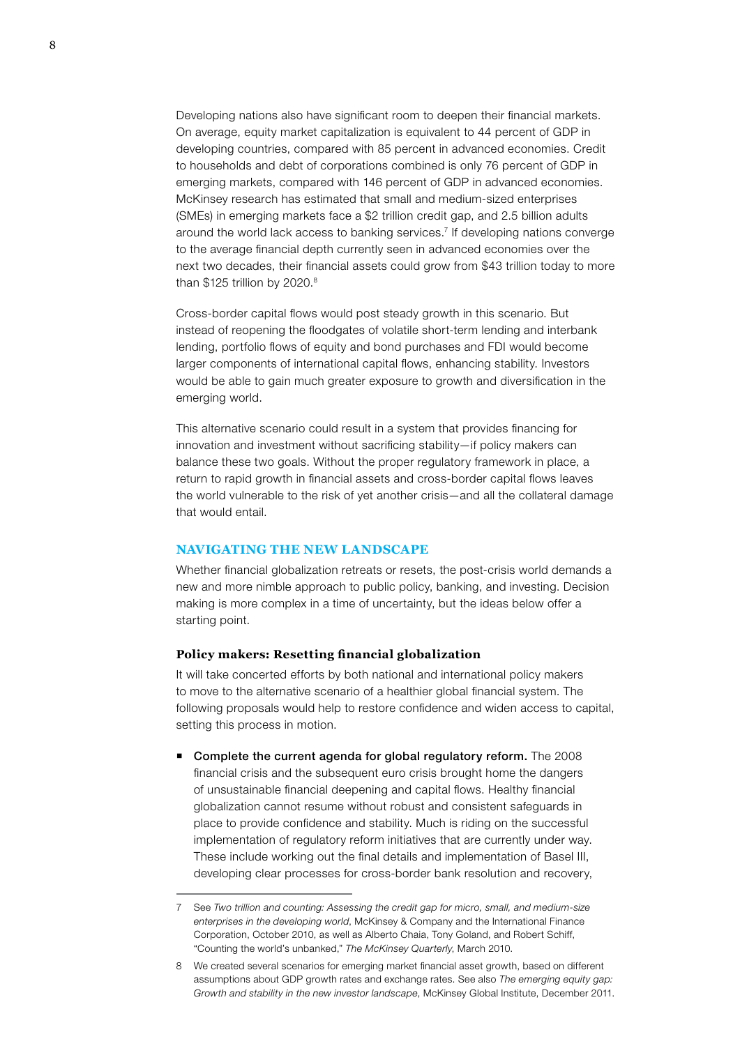Developing nations also have significant room to deepen their financial markets. On average, equity market capitalization is equivalent to 44 percent of GDP in developing countries, compared with 85 percent in advanced economies. Credit to households and debt of corporations combined is only 76 percent of GDP in emerging markets, compared with 146 percent of GDP in advanced economies. McKinsey research has estimated that small and medium-sized enterprises (SMEs) in emerging markets face a $2 trillion credit gap, and 2.5 billion adults around the world lack access to banking services.[7] If developing nations converge to the average financial depth currently seen in advanced economies over the next two decades, their financial assets could grow from $43 trillion today to more than $125 trillion by 2020.[8]

Cross-border capital flows would post steady growth in this scenario. But instead of reopening the floodgates of volatile short-term lending and interbank lending, portfolio flows of equity and bond purchases and FDI would become larger components of international capital flows, enhancing stability. Investors would be able to gain much greater exposure to growth and diversification in the emerging world.

This alternative scenario could result in a system that provides financing for innovation and investment without sacrificing stability—if policy makers can balance these two goals. Without the proper regulatory framework in place, a return to rapid growth in financial assets and cross-border capital flows leaves the world vulnerable to the risk of yet another crisis—and all the collateral damage that would entail.

## NAVIGATING THE NEW LANDSCAPE

Whether financial globalization retreats or resets, the post-crisis world demands a new and more nimble approach to public policy, banking, and investing. Decision making is more complex in a time of uncertainty, but the ideas below offer a starting point.

### Policy makers: Resetting financial globalization

It will take concerted efforts by both national and international policy makers to move to the alternative scenario of a healthier global financial system. The following proposals would help to restore confidence and widen access to capital, setting this process in motion.

- **Complete the current agenda for global regulatory reform.** The 2008 financial crisis and the subsequent euro crisis brought home the dangers of unsustainable financial deepening and capital flows. Healthy financial globalization cannot resume without robust and consistent safeguards in place to provide confidence and stability. Much is riding on the successful implementation of regulatory reform initiatives that are currently under way. These include working out the final details and implementation of Basel III, developing clear processes for cross-border bank resolution and recovery,

---

7 See *Two trillion and counting: Assessing the credit gap for micro, small, and medium-size enterprises in the developing world*, McKinsey & Company and the International Finance Corporation, October 2010, as well as Alberto Chaia, Tony Goland, and Robert Schiff, "Counting the world's unbanked," *The McKinsey Quarterly*, March 2010.

8 We created several scenarios for emerging market financial asset growth, based on different assumptions about GDP growth rates and exchange rates. See also *The emerging equity gap: Growth and stability in the new investor landscape*, McKinsey Global Institute, December 2011.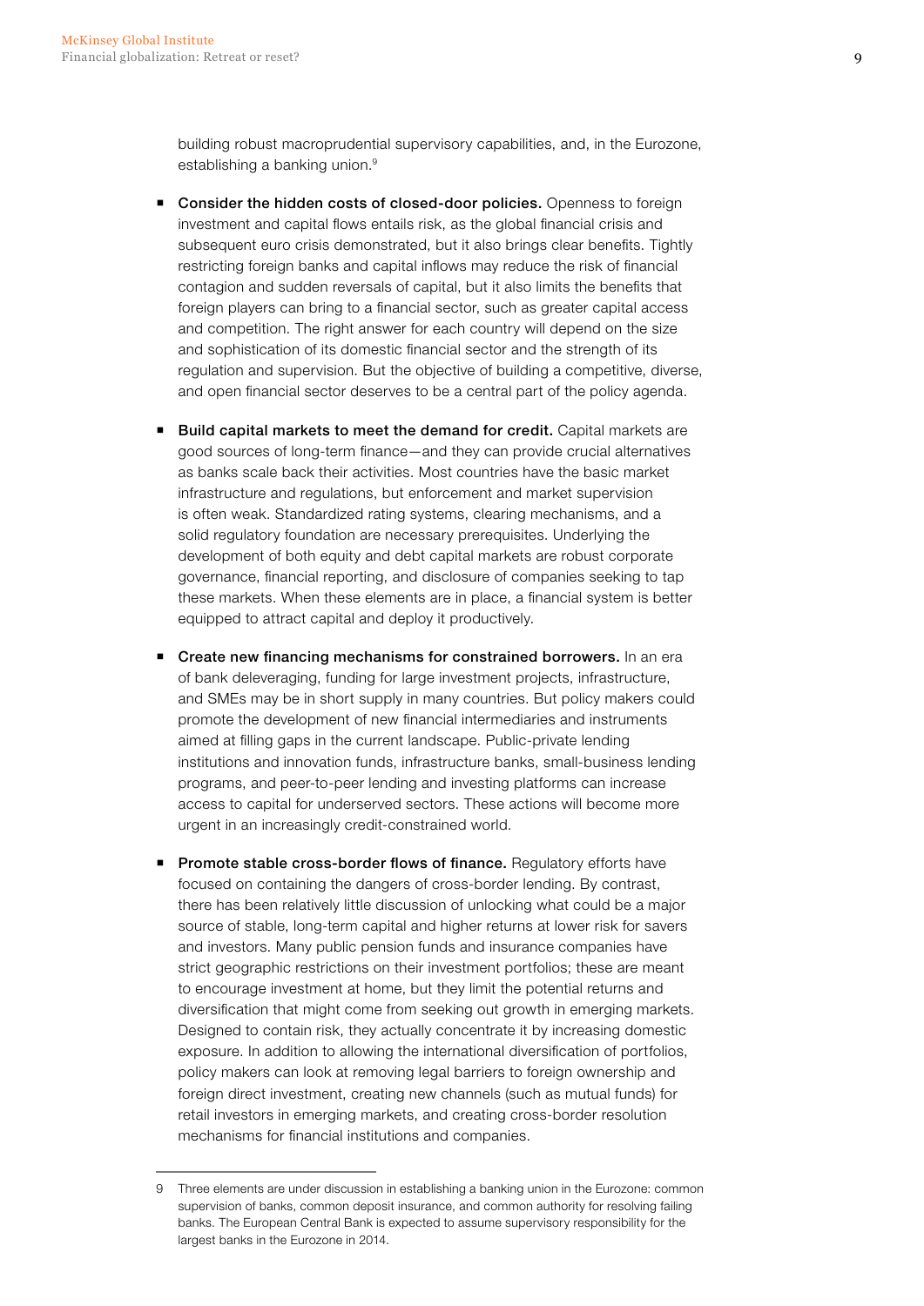building robust macroprudential supervisory capabilities, and, in the Eurozone, establishing a banking union.[9]

- **Consider the hidden costs of closed-door policies.** Openness to foreign investment and capital flows entails risk, as the global financial crisis and subsequent euro crisis demonstrated, but it also brings clear benefits. Tightly restricting foreign banks and capital inflows may reduce the risk of financial contagion and sudden reversals of capital, but it also limits the benefits that foreign players can bring to a financial sector, such as greater capital access and competition. The right answer for each country will depend on the size and sophistication of its domestic financial sector and the strength of its regulation and supervision. But the objective of building a competitive, diverse, and open financial sector deserves to be a central part of the policy agenda.

- **Build capital markets to meet the demand for credit.** Capital markets are good sources of long-term finance—and they can provide crucial alternatives as banks scale back their activities. Most countries have the basic market infrastructure and regulations, but enforcement and market supervision is often weak. Standardized rating systems, clearing mechanisms, and a solid regulatory foundation are necessary prerequisites. Underlying the development of both equity and debt capital markets are robust corporate governance, financial reporting, and disclosure of companies seeking to tap these markets. When these elements are in place, a financial system is better equipped to attract capital and deploy it productively.

- **Create new financing mechanisms for constrained borrowers.** In an era of bank deleveraging, funding for large investment projects, infrastructure, and SMEs may be in short supply in many countries. But policy makers could promote the development of new financial intermediaries and instruments aimed at filling gaps in the current landscape. Public-private lending institutions and innovation funds, infrastructure banks, small-business lending programs, and peer-to-peer lending and investing platforms can increase access to capital for underserved sectors. These actions will become more urgent in an increasingly credit-constrained world.

- **Promote stable cross-border flows of finance.** Regulatory efforts have focused on containing the dangers of cross-border lending. By contrast, there has been relatively little discussion of unlocking what could be a major source of stable, long-term capital and higher returns at lower risk for savers and investors. Many public pension funds and insurance companies have strict geographic restrictions on their investment portfolios; these are meant to encourage investment at home, but they limit the potential returns and diversification that might come from seeking out growth in emerging markets. Designed to contain risk, they actually concentrate it by increasing domestic exposure. In addition to allowing the international diversification of portfolios, policy makers can look at removing legal barriers to foreign ownership and foreign direct investment, creating new channels (such as mutual funds) for retail investors in emerging markets, and creating cross-border resolution mechanisms for financial institutions and companies.

---

9 Three elements are under discussion in establishing a banking union in the Eurozone: common supervision of banks, common deposit insurance, and common authority for resolving failing banks. The European Central Bank is expected to assume supervisory responsibility for the largest banks in the Eurozone in 2014.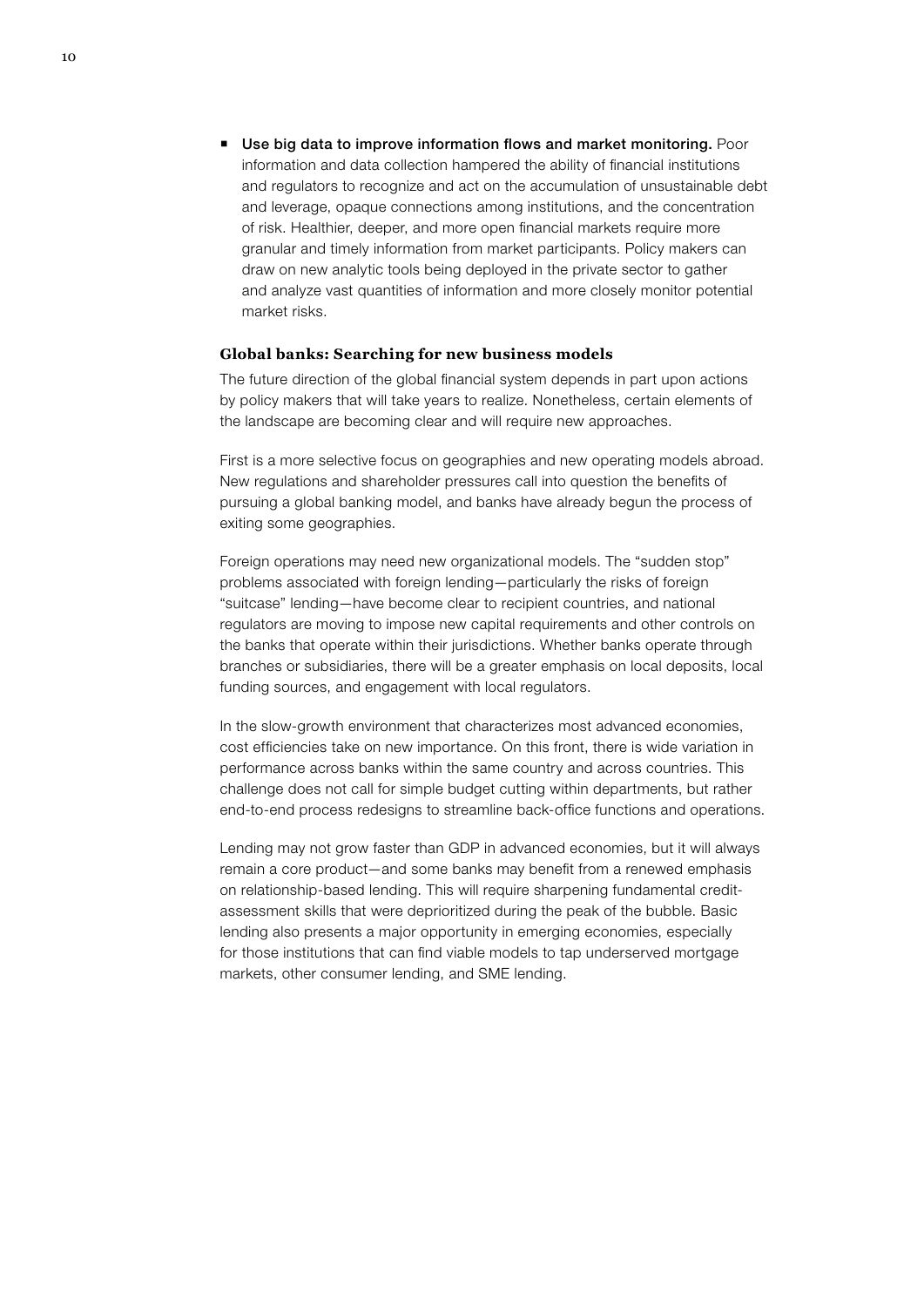- **Use big data to improve information flows and market monitoring.** Poor information and data collection hampered the ability of financial institutions and regulators to recognize and act on the accumulation of unsustainable debt and leverage, opaque connections among institutions, and the concentration of risk. Healthier, deeper, and more open financial markets require more granular and timely information from market participants. Policy makers can draw on new analytic tools being deployed in the private sector to gather and analyze vast quantities of information and more closely monitor potential market risks.

### Global banks: Searching for new business models

The future direction of the global financial system depends in part upon actions by policy makers that will take years to realize. Nonetheless, certain elements of the landscape are becoming clear and will require new approaches.

First is a more selective focus on geographies and new operating models abroad. New regulations and shareholder pressures call into question the benefits of pursuing a global banking model, and banks have already begun the process of exiting some geographies.

Foreign operations may need new organizational models. The "sudden stop" problems associated with foreign lending—particularly the risks of foreign "suitcase" lending—have become clear to recipient countries, and national regulators are moving to impose new capital requirements and other controls on the banks that operate within their jurisdictions. Whether banks operate through branches or subsidiaries, there will be a greater emphasis on local deposits, local funding sources, and engagement with local regulators.

In the slow-growth environment that characterizes most advanced economies, cost efficiencies take on new importance. On this front, there is wide variation in performance across banks within the same country and across countries. This challenge does not call for simple budget cutting within departments, but rather end-to-end process redesigns to streamline back-office functions and operations.

Lending may not grow faster than GDP in advanced economies, but it will always remain a core product—and some banks may benefit from a renewed emphasis on relationship-based lending. This will require sharpening fundamental credit-assessment skills that were deprioritized during the peak of the bubble. Basic lending also presents a major opportunity in emerging economies, especially for those institutions that can find viable models to tap underserved mortgage markets, other consumer lending, and SME lending.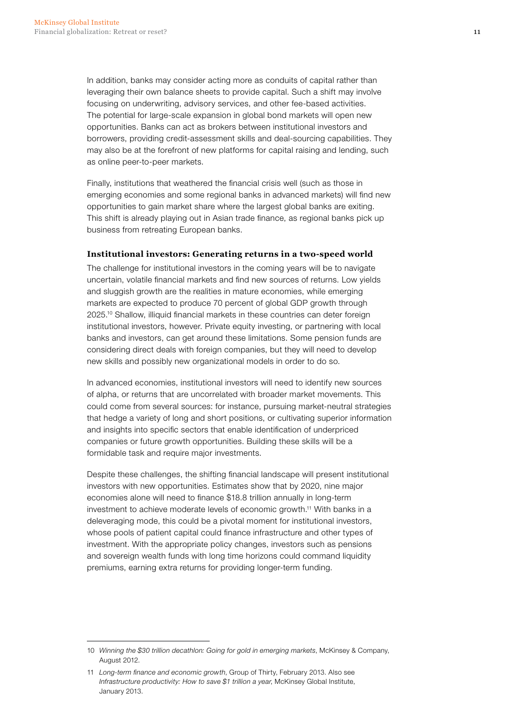In addition, banks may consider acting more as conduits of capital rather than leveraging their own balance sheets to provide capital. Such a shift may involve focusing on underwriting, advisory services, and other fee-based activities. The potential for large-scale expansion in global bond markets will open new opportunities. Banks can act as brokers between institutional investors and borrowers, providing credit-assessment skills and deal-sourcing capabilities. They may also be at the forefront of new platforms for capital raising and lending, such as online peer-to-peer markets.

Finally, institutions that weathered the financial crisis well (such as those in emerging economies and some regional banks in advanced markets) will find new opportunities to gain market share where the largest global banks are exiting. This shift is already playing out in Asian trade finance, as regional banks pick up business from retreating European banks.

### Institutional investors: Generating returns in a two-speed world

The challenge for institutional investors in the coming years will be to navigate uncertain, volatile financial markets and find new sources of returns. Low yields and sluggish growth are the realities in mature economies, while emerging markets are expected to produce 70 percent of global GDP growth through 2025.[10] Shallow, illiquid financial markets in these countries can deter foreign institutional investors, however. Private equity investing, or partnering with local banks and investors, can get around these limitations. Some pension funds are considering direct deals with foreign companies, but they will need to develop new skills and possibly new organizational models in order to do so.

In advanced economies, institutional investors will need to identify new sources of alpha, or returns that are uncorrelated with broader market movements. This could come from several sources: for instance, pursuing market-neutral strategies that hedge a variety of long and short positions, or cultivating superior information and insights into specific sectors that enable identification of underpriced companies or future growth opportunities. Building these skills will be a formidable task and require major investments.

Despite these challenges, the shifting financial landscape will present institutional investors with new opportunities. Estimates show that by 2020, nine major economies alone will need to finance $18.8 trillion annually in long-term investment to achieve moderate levels of economic growth.[11] With banks in a deleveraging mode, this could be a pivotal moment for institutional investors, whose pools of patient capital could finance infrastructure and other types of investment. With the appropriate policy changes, investors such as pensions and sovereign wealth funds with long time horizons could command liquidity premiums, earning extra returns for providing longer-term funding.

---

10 *Winning the $30 trillion decathlon: Going for gold in emerging markets*, McKinsey & Company, August 2012.

11 *Long-term finance and economic growth*, Group of Thirty, February 2013. Also see *Infrastructure productivity: How to save $1 trillion a year*, McKinsey Global Institute, January 2013.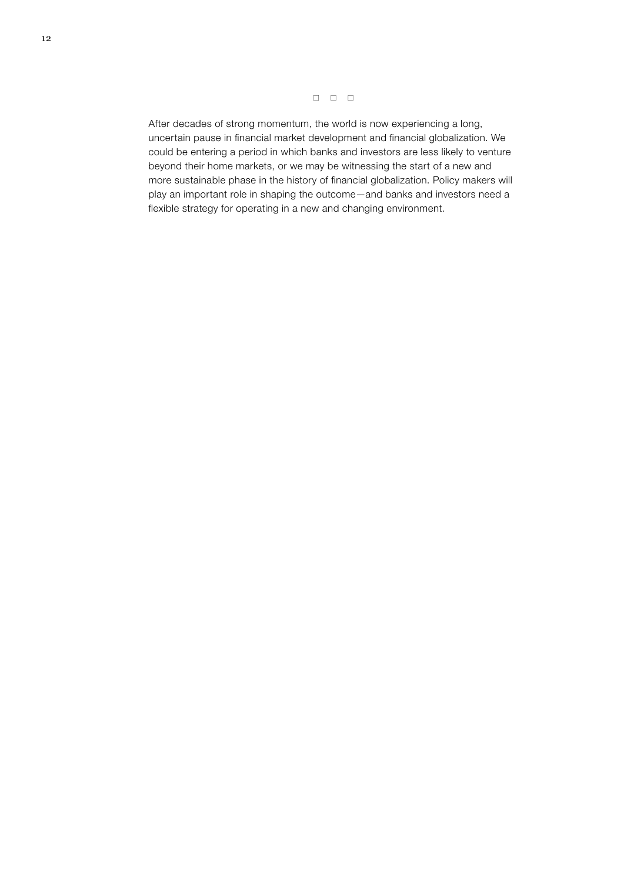□ □ □

After decades of strong momentum, the world is now experiencing a long, uncertain pause in financial market development and financial globalization. We could be entering a period in which banks and investors are less likely to venture beyond their home markets, or we may be witnessing the start of a new and more sustainable phase in the history of financial globalization. Policy makers will play an important role in shaping the outcome—and banks and investors need a flexible strategy for operating in a new and changing environment.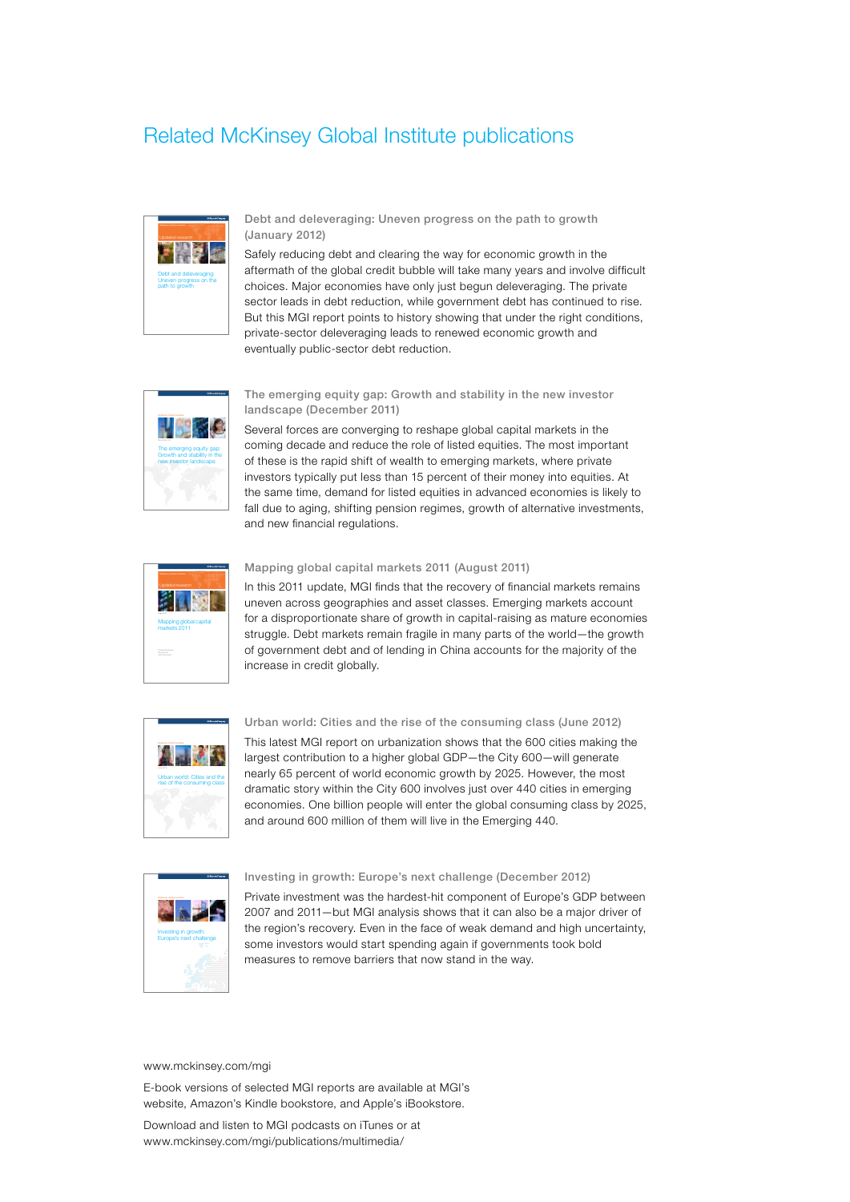# Related McKinsey Global Institute publications

**Debt and deleveraging: Uneven progress on the path to growth (January 2012)**

Safely reducing debt and clearing the way for economic growth in the aftermath of the global credit bubble will take many years and involve difficult choices. Major economies have only just begun deleveraging. The private sector leads in debt reduction, while government debt has continued to rise. But this MGI report points to history showing that under the right conditions, private-sector deleveraging leads to renewed economic growth and eventually public-sector debt reduction.

**The emerging equity gap: Growth and stability in the new investor landscape (December 2011)**

Several forces are converging to reshape global capital markets in the coming decade and reduce the role of listed equities. The most important of these is the rapid shift of wealth to emerging markets, where private investors typically put less than 15 percent of their money into equities. At the same time, demand for listed equities in advanced economies is likely to fall due to aging, shifting pension regimes, growth of alternative investments, and new financial regulations.

**Mapping global capital markets 2011 (August 2011)**

In this 2011 update, MGI finds that the recovery of financial markets remains uneven across geographies and asset classes. Emerging markets account for a disproportionate share of growth in capital-raising as mature economies struggle. Debt markets remain fragile in many parts of the world—the growth of government debt and of lending in China accounts for the majority of the increase in credit globally.

**Urban world: Cities and the rise of the consuming class (June 2012)**

This latest MGI report on urbanization shows that the 600 cities making the largest contribution to a higher global GDP—the City 600—will generate nearly 65 percent of world economic growth by 2025. However, the most dramatic story within the City 600 involves just over 440 cities in emerging economies. One billion people will enter the global consuming class by 2025, and around 600 million of them will live in the Emerging 440.

**Investing in growth: Europe's next challenge (December 2012)**

Private investment was the hardest-hit component of Europe's GDP between 2007 and 2011—but MGI analysis shows that it can also be a major driver of the region's recovery. Even in the face of weak demand and high uncertainty, some investors would start spending again if governments took bold measures to remove barriers that now stand in the way.

www.mckinsey.com/mgi

E-book versions of selected MGI reports are available at MGI's website, Amazon's Kindle bookstore, and Apple's iBookstore.

Download and listen to MGI podcasts on iTunes or at www.mckinsey.com/mgi/publications/multimedia/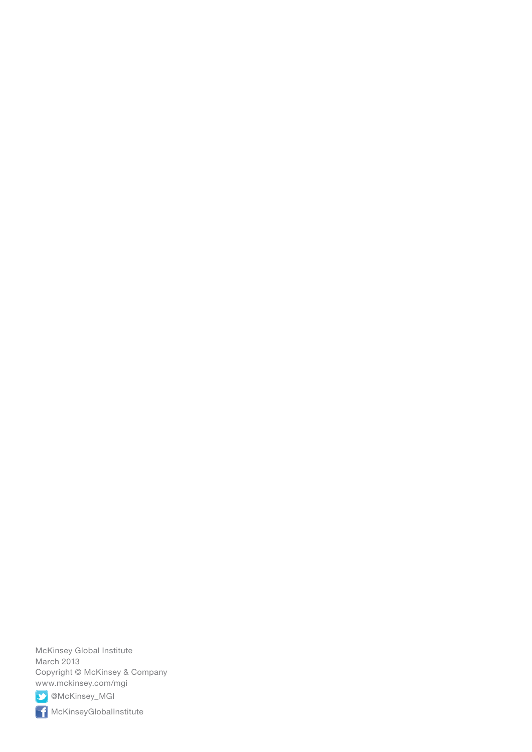McKinsey Global Institute
March 2013
Copyright © McKinsey & Company
www.mckinsey.com/mgi

@McKinsey_MGI

McKinseyGlobalInstitute